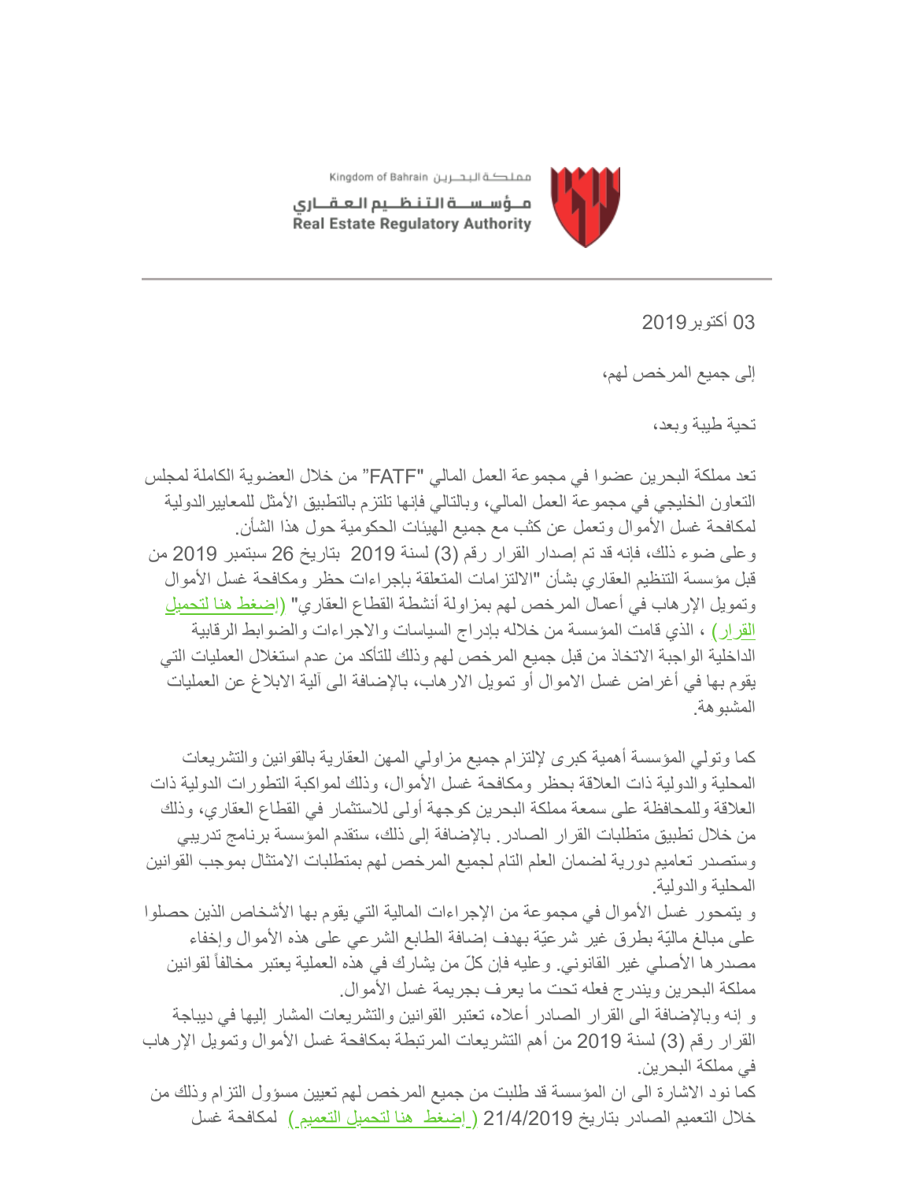مملكة البحرين Kingdom of Bahrain

مؤسسة التنظيم العقاري
Real Estate Regulatory Authority

03 أكتوبر 2019

إلى جميع المرخص لهم،

تحية طيبة وبعد،

تعد مملكة البحرين عضوا في مجموعة العمل المالي "FATF" من خلال العضوية الكاملة لمجلس التعاون الخليجي في مجموعة العمل المالي، وبالتالي فإنها تلتزم بالتطبيق الأمثل للمعايير الدولية لمكافحة غسل الأموال وتعمل عن كثب مع جميع الهيئات الحكومية حول هذا الشأن.
وعلى ضوء ذلك، فإنه قد تم إصدار القرار رقم (3) لسنة 2019 بتاريخ 26 سبتمبر 2019 من قبل مؤسسة التنظيم العقاري بشأن "الالتزامات المتعلقة بإجراءات حظر ومكافحة غسل الأموال وتمويل الإرهاب في أعمال المرخص لهم بمزاولة أنشطة القطاع العقاري" (إضغط هنا لتحميل القرار) ، الذي قامت المؤسسة من خلاله بإدراج السياسات والاجراءات والضوابط الرقابية الداخلية الواجبة الاتخاذ من قبل جميع المرخص لهم وذلك للتأكد من عدم استغلال العمليات التي يقوم بها في أغراض غسل الاموال أو تمويل الارهاب، بالإضافة الى آلية الابلاغ عن العمليات المشبوهة.

كما وتولي المؤسسة أهمية كبرى لإلتزام جميع مزاولي المهن العقارية بالقوانين والتشريعات المحلية والدولية ذات العلاقة بحظر ومكافحة غسل الأموال، وذلك لمواكبة التطورات الدولية ذات العلاقة وللمحافظة على سمعة مملكة البحرين كوجهة أولى للاستثمار في القطاع العقاري، وذلك من خلال تطبيق متطلبات القرار الصادر. بالإضافة إلى ذلك، ستقدم المؤسسة برنامج تدريبي وستصدر تعاميم دورية لضمان العلم التام لجميع المرخص لهم بمتطلبات الامتثال بموجب القوانين المحلية والدولية.
و يتمحور غسل الأموال في مجموعة من الإجراءات المالية التي يقوم بها الأشخاص الذين حصلوا على مبالغ ماليّة بطرق غير شرعيّة بهدف إضافة الطابع الشرعي على هذه الأموال وإخفاء مصدرها الأصلي غير القانوني. وعليه فإن كلّ من يشارك في هذه العملية يعتبر مخالفاً لقوانين مملكة البحرين ويندرج فعله تحت ما يعرف بجريمة غسل الأموال.
و إنه وبالإضافة الى القرار الصادر أعلاه، تعتبر القوانين والتشريعات المشار إليها في ديباجة القرار رقم (3) لسنة 2019 من أهم التشريعات المرتبطة بمكافحة غسل الأموال وتمويل الإرهاب في مملكة البحرين.
كما نود الاشارة الى ان المؤسسة قد طلبت من جميع المرخص لهم تعيين مسؤول التزام وذلك من خلال التعميم الصادر بتاريخ 21/4/2019 ( إضغط هنا لتحميل التعميم ) لمكافحة غسل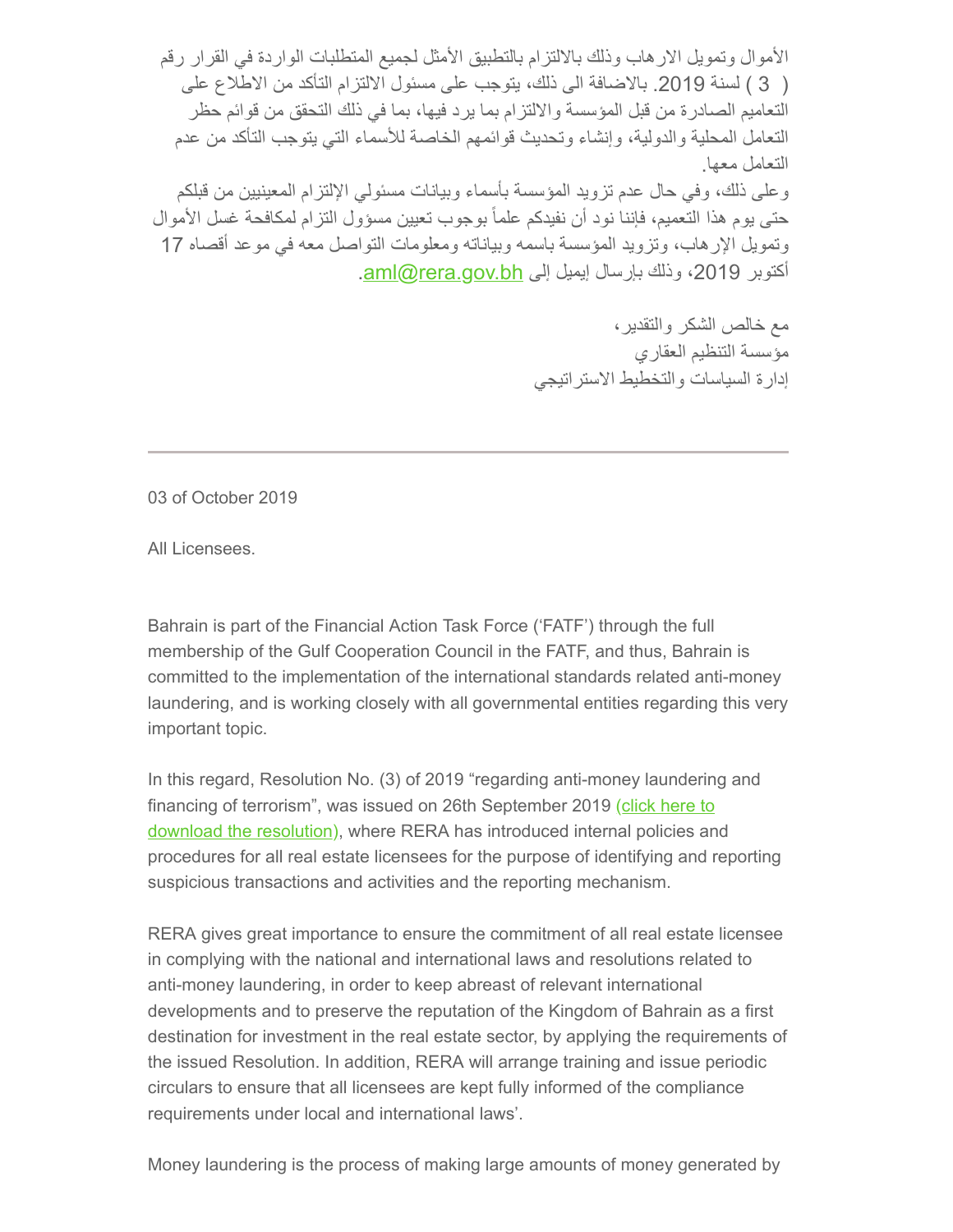الأموال وتمويل الارهاب وذلك بالالتزام بالتطبيق الأمثل لجميع المتطلبات الواردة في القرار رقم ( 3 ) لسنة 2019. بالاضافة الى ذلك، يتوجب على مسئول الالتزام التأكد من الاطلاع على التعاميم الصادرة من قبل المؤسسة والالتزام بما يرد فيها، بما في ذلك التحقق من قوائم حظر التعامل المحلية والدولية، وإنشاء وتحديث قوائمهم الخاصة للأسماء التي يتوجب التأكد من عدم التعامل معها.

وعلى ذلك، وفي حال عدم تزويد المؤسسة بأسماء وبيانات مسئولي الإلتزام المعينيين من قبلكم حتى يوم هذا التعميم، فإننا نود أن نفيدكم علماً بوجوب تعيين مسؤول التزام لمكافحة غسل الأموال وتمويل الإرهاب، وتزويد المؤسسة باسمه وبياناته ومعلومات التواصل معه في موعد أقصاه 17 أكتوبر 2019، وذلك بإرسال إيميل إلى aml@rera.gov.bh.

مع خالص الشكر والتقدير،
مؤسسة التنظيم العقاري
إدارة السياسات والتخطيط الاستراتيجي

---

03 of October 2019

All Licensees.

Bahrain is part of the Financial Action Task Force ('FATF') through the full membership of the Gulf Cooperation Council in the FATF, and thus, Bahrain is committed to the implementation of the international standards related anti-money laundering, and is working closely with all governmental entities regarding this very important topic.

In this regard, Resolution No. (3) of 2019 "regarding anti-money laundering and financing of terrorism", was issued on 26th September 2019 (click here to download the resolution), where RERA has introduced internal policies and procedures for all real estate licensees for the purpose of identifying and reporting suspicious transactions and activities and the reporting mechanism.

RERA gives great importance to ensure the commitment of all real estate licensee in complying with the national and international laws and resolutions related to anti-money laundering, in order to keep abreast of relevant international developments and to preserve the reputation of the Kingdom of Bahrain as a first destination for investment in the real estate sector, by applying the requirements of the issued Resolution. In addition, RERA will arrange training and issue periodic circulars to ensure that all licensees are kept fully informed of the compliance requirements under local and international laws'.

Money laundering is the process of making large amounts of money generated by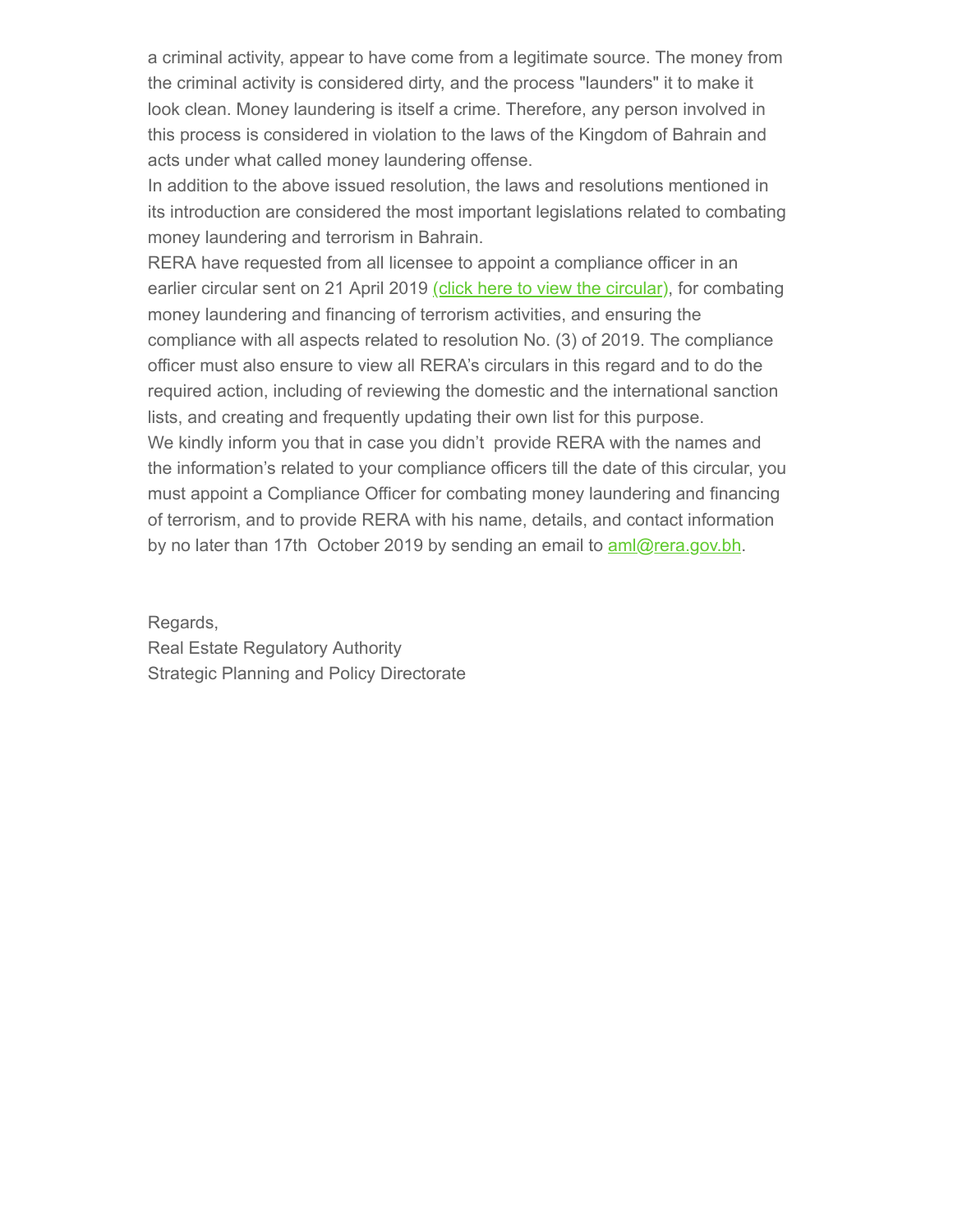a criminal activity, appear to have come from a legitimate source. The money from the criminal activity is considered dirty, and the process "launders" it to make it look clean. Money laundering is itself a crime. Therefore, any person involved in this process is considered in violation to the laws of the Kingdom of Bahrain and acts under what called money laundering offense.

In addition to the above issued resolution, the laws and resolutions mentioned in its introduction are considered the most important legislations related to combating money laundering and terrorism in Bahrain.

RERA have requested from all licensee to appoint a compliance officer in an earlier circular sent on 21 April 2019 (click here to view the circular), for combating money laundering and financing of terrorism activities, and ensuring the compliance with all aspects related to resolution No. (3) of 2019. The compliance officer must also ensure to view all RERA's circulars in this regard and to do the required action, including of reviewing the domestic and the international sanction lists, and creating and frequently updating their own list for this purpose.

We kindly inform you that in case you didn't provide RERA with the names and the information's related to your compliance officers till the date of this circular, you must appoint a Compliance Officer for combating money laundering and financing of terrorism, and to provide RERA with his name, details, and contact information by no later than 17th October 2019 by sending an email to aml@rera.gov.bh.

Regards,
Real Estate Regulatory Authority
Strategic Planning and Policy Directorate